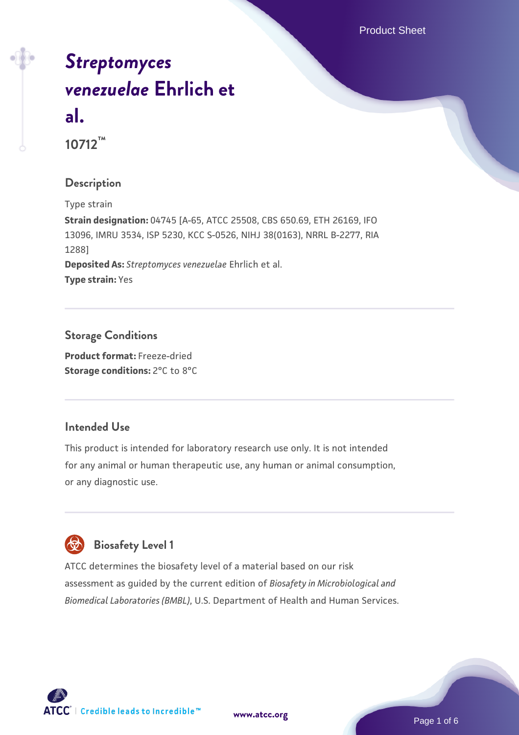# *Streptomyces venezuelae* Ehrlich et al.

**10712™**

## Description

Type strain

**Strain designation:** 04745 [A-65, ATCC 25508, CBS 650.69, ETH 26169, IFO 13096, IMRU 3534, ISP 5230, KCC S-0526, NIHJ 38(0163), NRRL B-2277, RIA 1288]

**Deposited As:** *Streptomyces venezuelae* Ehrlich et al.

**Type strain:** Yes

## Storage Conditions

**Product format:** Freeze-dried

**Storage conditions:** 2°C to 8°C

## Intended Use

This product is intended for laboratory research use only. It is not intended for any animal or human therapeutic use, any human or animal consumption, or any diagnostic use.

## Biosafety Level 1

ATCC determines the biosafety level of a material based on our risk assessment as guided by the current edition of *Biosafety in Microbiological and Biomedical Laboratories (BMBL)*, U.S. Department of Health and Human Services.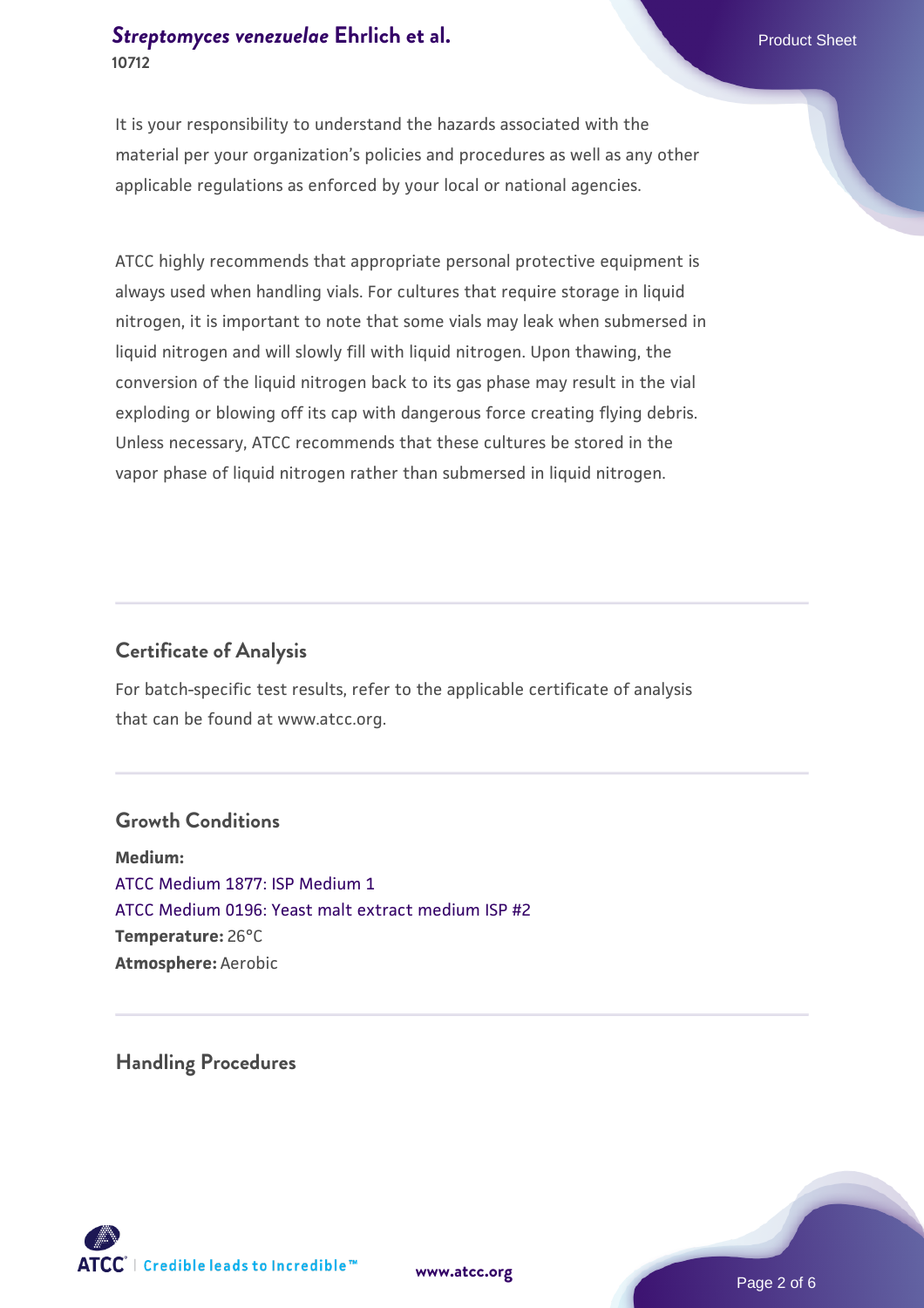It is your responsibility to understand the hazards associated with the material per your organization's policies and procedures as well as any other applicable regulations as enforced by your local or national agencies.

ATCC highly recommends that appropriate personal protective equipment is always used when handling vials. For cultures that require storage in liquid nitrogen, it is important to note that some vials may leak when submersed in liquid nitrogen and will slowly fill with liquid nitrogen. Upon thawing, the conversion of the liquid nitrogen back to its gas phase may result in the vial exploding or blowing off its cap with dangerous force creating flying debris. Unless necessary, ATCC recommends that these cultures be stored in the vapor phase of liquid nitrogen rather than submersed in liquid nitrogen.

## Certificate of Analysis

For batch-specific test results, refer to the applicable certificate of analysis that can be found at www.atcc.org.

## Growth Conditions

**Medium:**
ATCC Medium 1877: ISP Medium 1
ATCC Medium 0196: Yeast malt extract medium ISP #2
**Temperature:** 26°C
**Atmosphere:** Aerobic

## Handling Procedures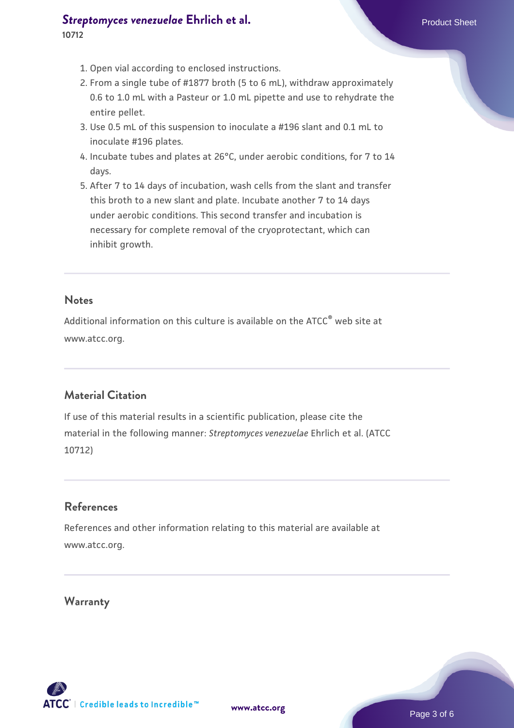1. Open vial according to enclosed instructions.
2. From a single tube of #1877 broth (5 to 6 mL), withdraw approximately 0.6 to 1.0 mL with a Pasteur or 1.0 mL pipette and use to rehydrate the entire pellet.
3. Use 0.5 mL of this suspension to inoculate a #196 slant and 0.1 mL to inoculate #196 plates.
4. Incubate tubes and plates at 26°C, under aerobic conditions, for 7 to 14 days.
5. After 7 to 14 days of incubation, wash cells from the slant and transfer this broth to a new slant and plate. Incubate another 7 to 14 days under aerobic conditions. This second transfer and incubation is necessary for complete removal of the cryoprotectant, which can inhibit growth.

## Notes

Additional information on this culture is available on the ATCC® web site at www.atcc.org.

## Material Citation

If use of this material results in a scientific publication, please cite the material in the following manner: *Streptomyces venezuelae* Ehrlich et al. (ATCC 10712)

## References

References and other information relating to this material are available at www.atcc.org.

## Warranty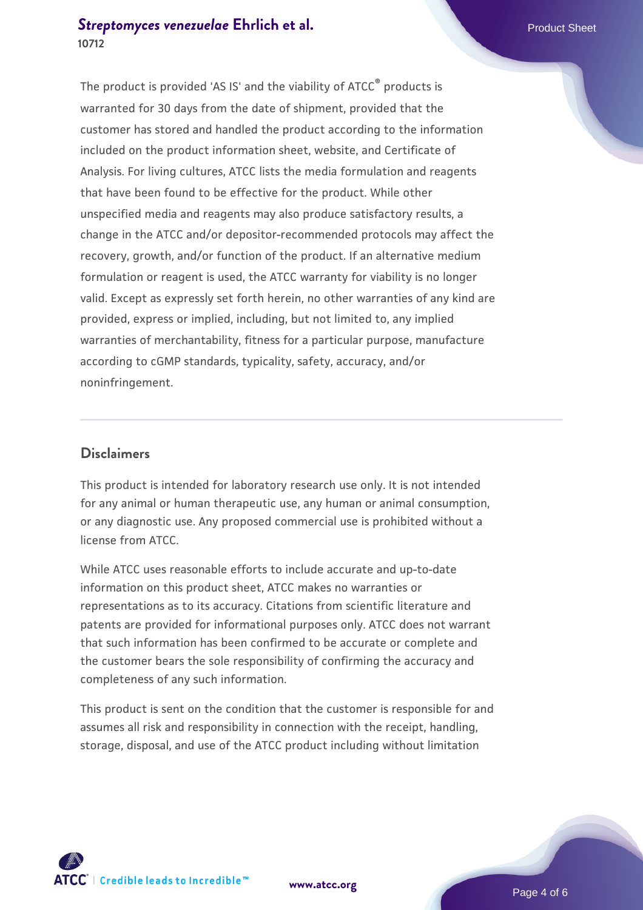The product is provided 'AS IS' and the viability of ATCC® products is warranted for 30 days from the date of shipment, provided that the customer has stored and handled the product according to the information included on the product information sheet, website, and Certificate of Analysis. For living cultures, ATCC lists the media formulation and reagents that have been found to be effective for the product. While other unspecified media and reagents may also produce satisfactory results, a change in the ATCC and/or depositor-recommended protocols may affect the recovery, growth, and/or function of the product. If an alternative medium formulation or reagent is used, the ATCC warranty for viability is no longer valid. Except as expressly set forth herein, no other warranties of any kind are provided, express or implied, including, but not limited to, any implied warranties of merchantability, fitness for a particular purpose, manufacture according to cGMP standards, typicality, safety, accuracy, and/or noninfringement.

## Disclaimers

This product is intended for laboratory research use only. It is not intended for any animal or human therapeutic use, any human or animal consumption, or any diagnostic use. Any proposed commercial use is prohibited without a license from ATCC.

While ATCC uses reasonable efforts to include accurate and up-to-date information on this product sheet, ATCC makes no warranties or representations as to its accuracy. Citations from scientific literature and patents are provided for informational purposes only. ATCC does not warrant that such information has been confirmed to be accurate or complete and the customer bears the sole responsibility of confirming the accuracy and completeness of any such information.

This product is sent on the condition that the customer is responsible for and assumes all risk and responsibility in connection with the receipt, handling, storage, disposal, and use of the ATCC product including without limitation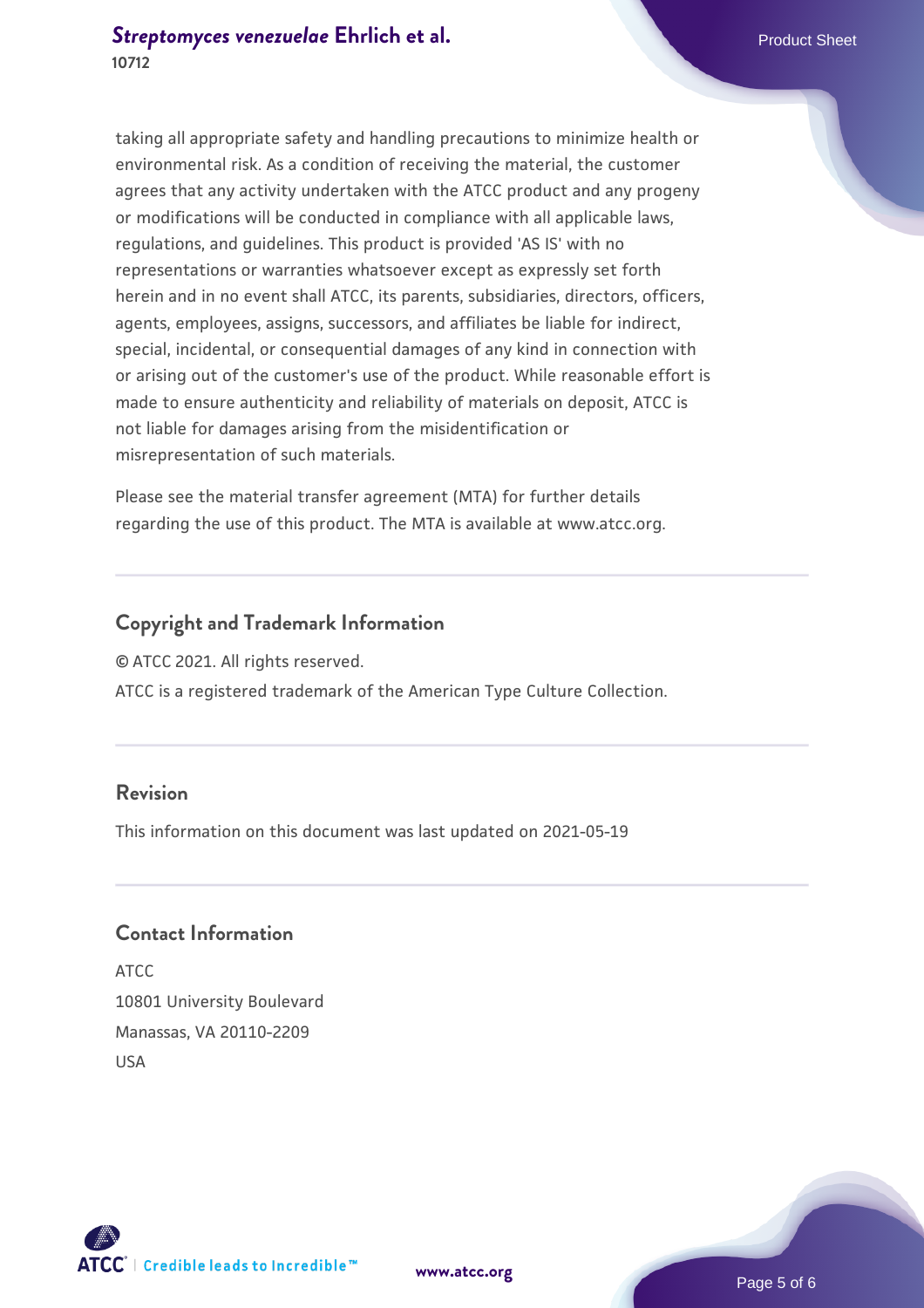taking all appropriate safety and handling precautions to minimize health or environmental risk. As a condition of receiving the material, the customer agrees that any activity undertaken with the ATCC product and any progeny or modifications will be conducted in compliance with all applicable laws, regulations, and guidelines. This product is provided 'AS IS' with no representations or warranties whatsoever except as expressly set forth herein and in no event shall ATCC, its parents, subsidiaries, directors, officers, agents, employees, assigns, successors, and affiliates be liable for indirect, special, incidental, or consequential damages of any kind in connection with or arising out of the customer's use of the product. While reasonable effort is made to ensure authenticity and reliability of materials on deposit, ATCC is not liable for damages arising from the misidentification or misrepresentation of such materials.

Please see the material transfer agreement (MTA) for further details regarding the use of this product. The MTA is available at www.atcc.org.

## Copyright and Trademark Information

© ATCC 2021. All rights reserved.
ATCC is a registered trademark of the American Type Culture Collection.

## Revision

This information on this document was last updated on 2021-05-19

## Contact Information

ATCC
10801 University Boulevard
Manassas, VA 20110-2209
USA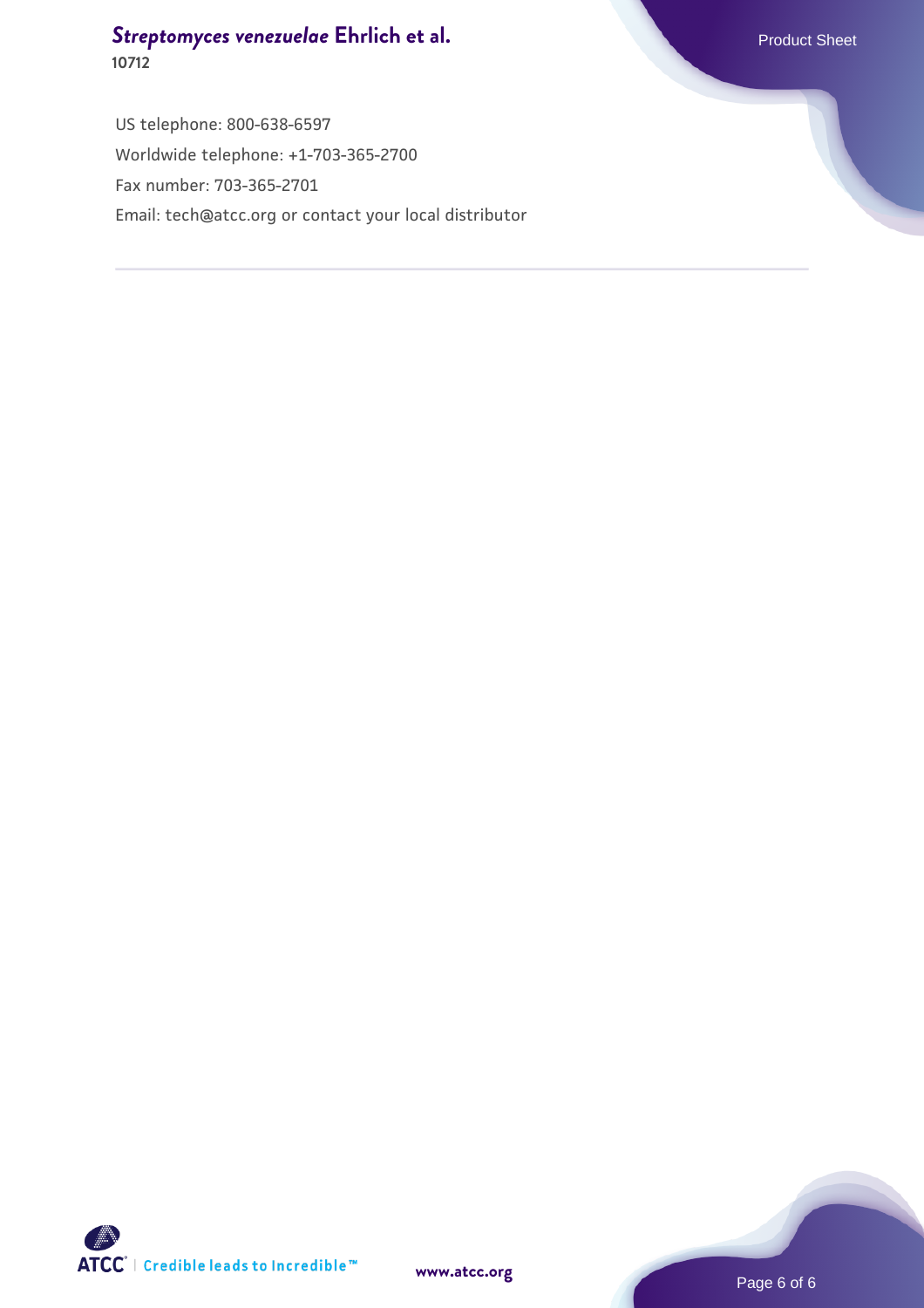US telephone: 800-638-6597

Worldwide telephone: +1-703-365-2700

Fax number: 703-365-2701

Email: tech@atcc.org or contact your local distributor